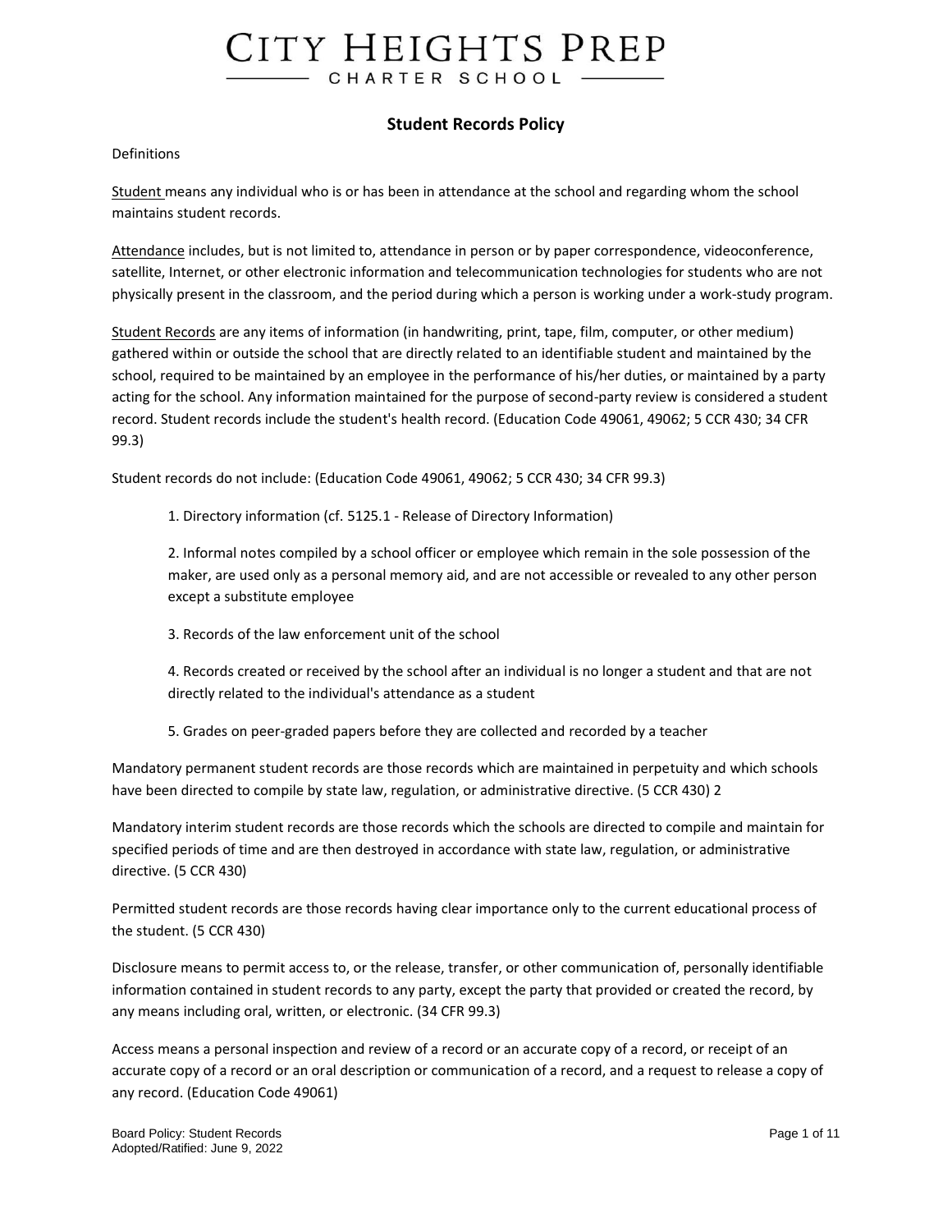# CITY HEIGHTS PREP

CHARTER SCHOOL

## Student Records Policy

Definitions

<u>Student</u> means any individual who is or has been in attendance at the school and regarding whom the school maintains student records.

<u>Attendance</u> includes, but is not limited to, attendance in person or by paper correspondence, videoconference, satellite, Internet, or other electronic information and telecommunication technologies for students who are not physically present in the classroom, and the period during which a person is working under a work-study program.

<u>Student Records</u> are any items of information (in handwriting, print, tape, film, computer, or other medium) gathered within or outside the school that are directly related to an identifiable student and maintained by the school, required to be maintained by an employee in the performance of his/her duties, or maintained by a party acting for the school. Any information maintained for the purpose of second-party review is considered a student record. Student records include the student's health record. (Education Code 49061, 49062; 5 CCR 430; 34 CFR 99.3)

Student records do not include: (Education Code 49061, 49062; 5 CCR 430; 34 CFR 99.3)

1. Directory information (cf. 5125.1 - Release of Directory Information)
2. Informal notes compiled by a school officer or employee which remain in the sole possession of the maker, are used only as a personal memory aid, and are not accessible or revealed to any other person except a substitute employee
3. Records of the law enforcement unit of the school
4. Records created or received by the school after an individual is no longer a student and that are not directly related to the individual's attendance as a student
5. Grades on peer-graded papers before they are collected and recorded by a teacher

Mandatory permanent student records are those records which are maintained in perpetuity and which schools have been directed to compile by state law, regulation, or administrative directive. (5 CCR 430) 2

Mandatory interim student records are those records which the schools are directed to compile and maintain for specified periods of time and are then destroyed in accordance with state law, regulation, or administrative directive. (5 CCR 430)

Permitted student records are those records having clear importance only to the current educational process of the student. (5 CCR 430)

Disclosure means to permit access to, or the release, transfer, or other communication of, personally identifiable information contained in student records to any party, except the party that provided or created the record, by any means including oral, written, or electronic. (34 CFR 99.3)

Access means a personal inspection and review of a record or an accurate copy of a record, or receipt of an accurate copy of a record or an oral description or communication of a record, and a request to release a copy of any record. (Education Code 49061)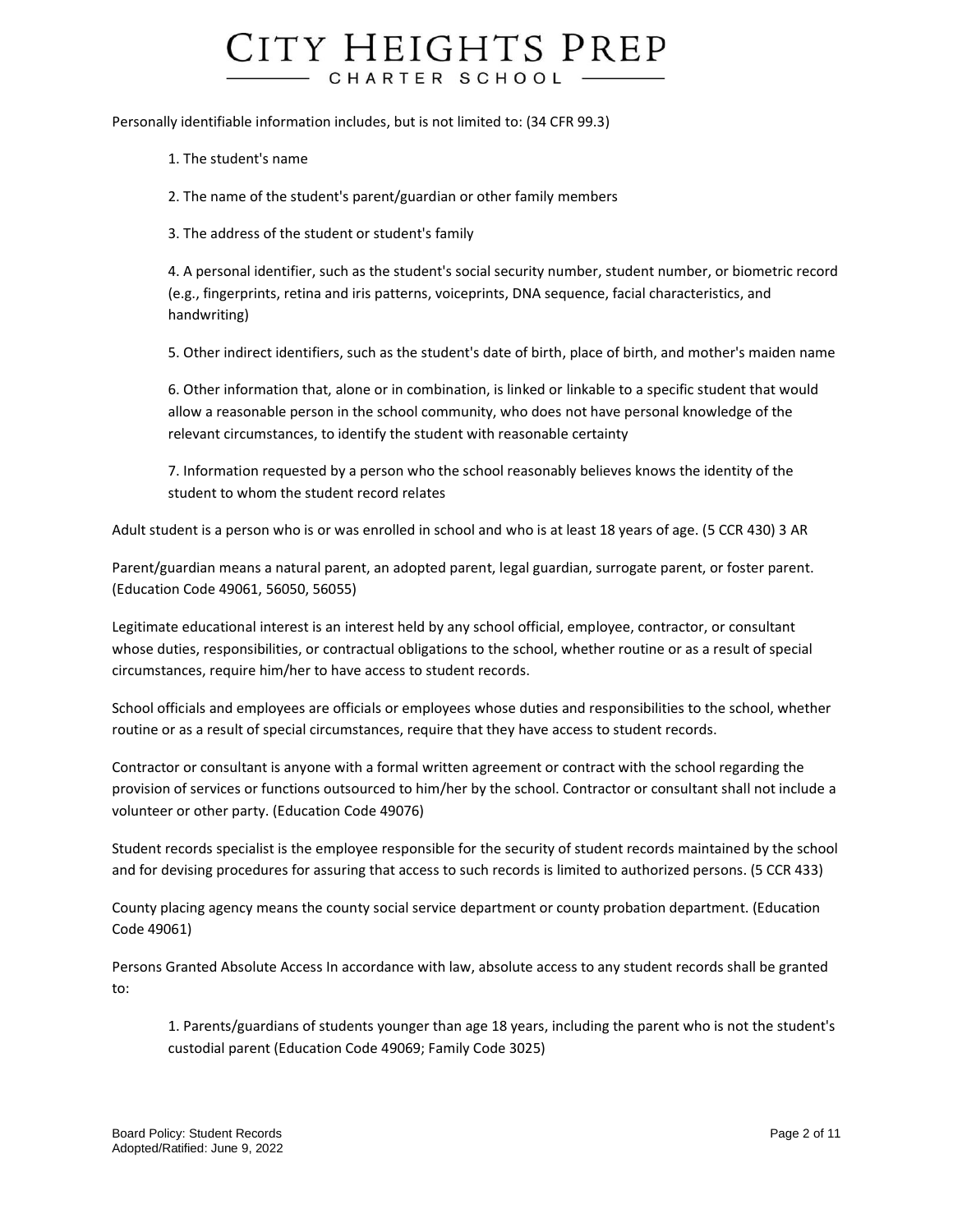Personally identifiable information includes, but is not limited to: (34 CFR 99.3)

1. The student's name

2. The name of the student's parent/guardian or other family members

3. The address of the student or student's family

4. A personal identifier, such as the student's social security number, student number, or biometric record (e.g., fingerprints, retina and iris patterns, voiceprints, DNA sequence, facial characteristics, and handwriting)

5. Other indirect identifiers, such as the student's date of birth, place of birth, and mother's maiden name

6. Other information that, alone or in combination, is linked or linkable to a specific student that would allow a reasonable person in the school community, who does not have personal knowledge of the relevant circumstances, to identify the student with reasonable certainty

7. Information requested by a person who the school reasonably believes knows the identity of the student to whom the student record relates

Adult student is a person who is or was enrolled in school and who is at least 18 years of age. (5 CCR 430) 3 AR

Parent/guardian means a natural parent, an adopted parent, legal guardian, surrogate parent, or foster parent. (Education Code 49061, 56050, 56055)

Legitimate educational interest is an interest held by any school official, employee, contractor, or consultant whose duties, responsibilities, or contractual obligations to the school, whether routine or as a result of special circumstances, require him/her to have access to student records.

School officials and employees are officials or employees whose duties and responsibilities to the school, whether routine or as a result of special circumstances, require that they have access to student records.

Contractor or consultant is anyone with a formal written agreement or contract with the school regarding the provision of services or functions outsourced to him/her by the school. Contractor or consultant shall not include a volunteer or other party. (Education Code 49076)

Student records specialist is the employee responsible for the security of student records maintained by the school and for devising procedures for assuring that access to such records is limited to authorized persons. (5 CCR 433)

County placing agency means the county social service department or county probation department. (Education Code 49061)

Persons Granted Absolute Access In accordance with law, absolute access to any student records shall be granted to:

1. Parents/guardians of students younger than age 18 years, including the parent who is not the student's custodial parent (Education Code 49069; Family Code 3025)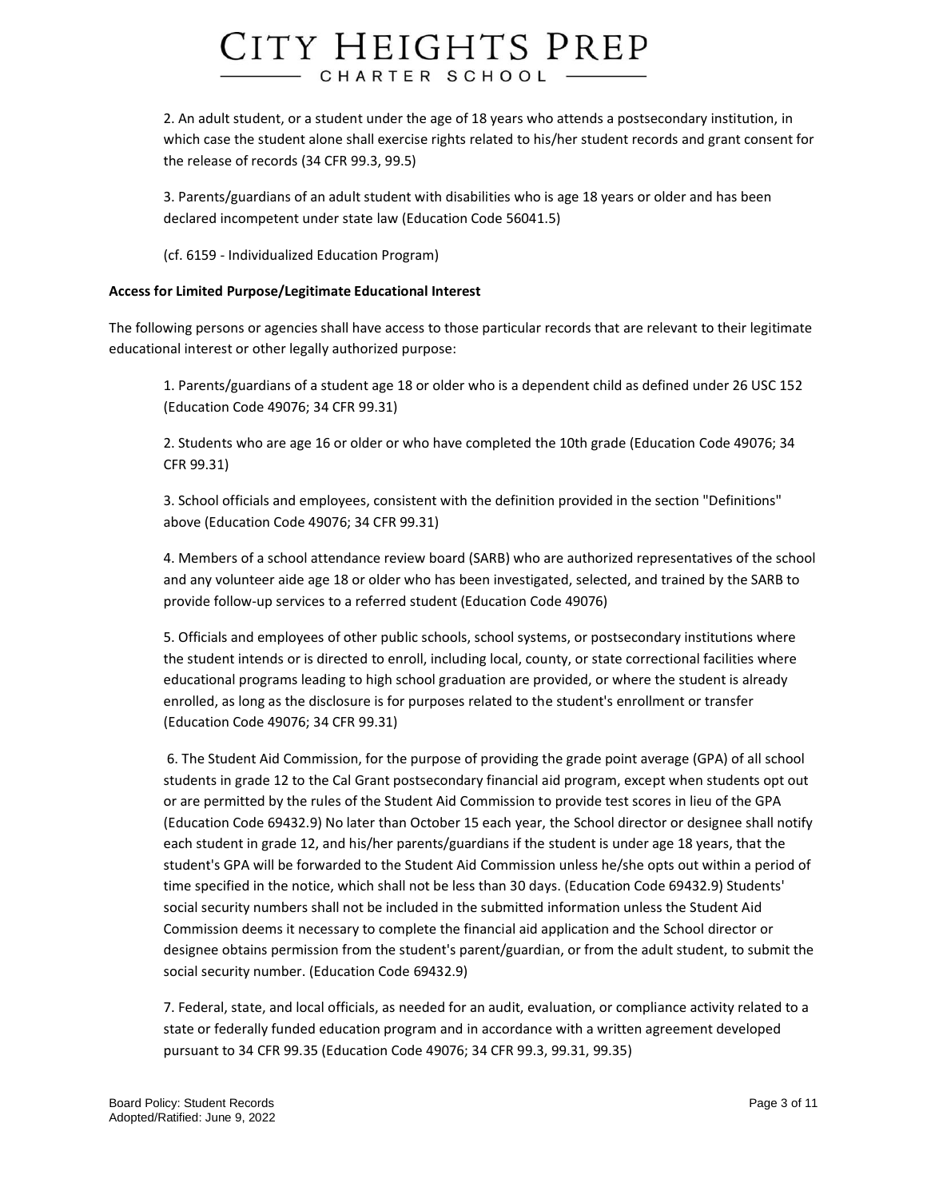2. An adult student, or a student under the age of 18 years who attends a postsecondary institution, in which case the student alone shall exercise rights related to his/her student records and grant consent for the release of records (34 CFR 99.3, 99.5)

3. Parents/guardians of an adult student with disabilities who is age 18 years or older and has been declared incompetent under state law (Education Code 56041.5)

(cf. 6159 - Individualized Education Program)

**Access for Limited Purpose/Legitimate Educational Interest**

The following persons or agencies shall have access to those particular records that are relevant to their legitimate educational interest or other legally authorized purpose:

1. Parents/guardians of a student age 18 or older who is a dependent child as defined under 26 USC 152 (Education Code 49076; 34 CFR 99.31)

2. Students who are age 16 or older or who have completed the 10th grade (Education Code 49076; 34 CFR 99.31)

3. School officials and employees, consistent with the definition provided in the section "Definitions" above (Education Code 49076; 34 CFR 99.31)

4. Members of a school attendance review board (SARB) who are authorized representatives of the school and any volunteer aide age 18 or older who has been investigated, selected, and trained by the SARB to provide follow-up services to a referred student (Education Code 49076)

5. Officials and employees of other public schools, school systems, or postsecondary institutions where the student intends or is directed to enroll, including local, county, or state correctional facilities where educational programs leading to high school graduation are provided, or where the student is already enrolled, as long as the disclosure is for purposes related to the student's enrollment or transfer (Education Code 49076; 34 CFR 99.31)

6. The Student Aid Commission, for the purpose of providing the grade point average (GPA) of all school students in grade 12 to the Cal Grant postsecondary financial aid program, except when students opt out or are permitted by the rules of the Student Aid Commission to provide test scores in lieu of the GPA (Education Code 69432.9) No later than October 15 each year, the School director or designee shall notify each student in grade 12, and his/her parents/guardians if the student is under age 18 years, that the student's GPA will be forwarded to the Student Aid Commission unless he/she opts out within a period of time specified in the notice, which shall not be less than 30 days. (Education Code 69432.9) Students' social security numbers shall not be included in the submitted information unless the Student Aid Commission deems it necessary to complete the financial aid application and the School director or designee obtains permission from the student's parent/guardian, or from the adult student, to submit the social security number. (Education Code 69432.9)

7. Federal, state, and local officials, as needed for an audit, evaluation, or compliance activity related to a state or federally funded education program and in accordance with a written agreement developed pursuant to 34 CFR 99.35 (Education Code 49076; 34 CFR 99.3, 99.31, 99.35)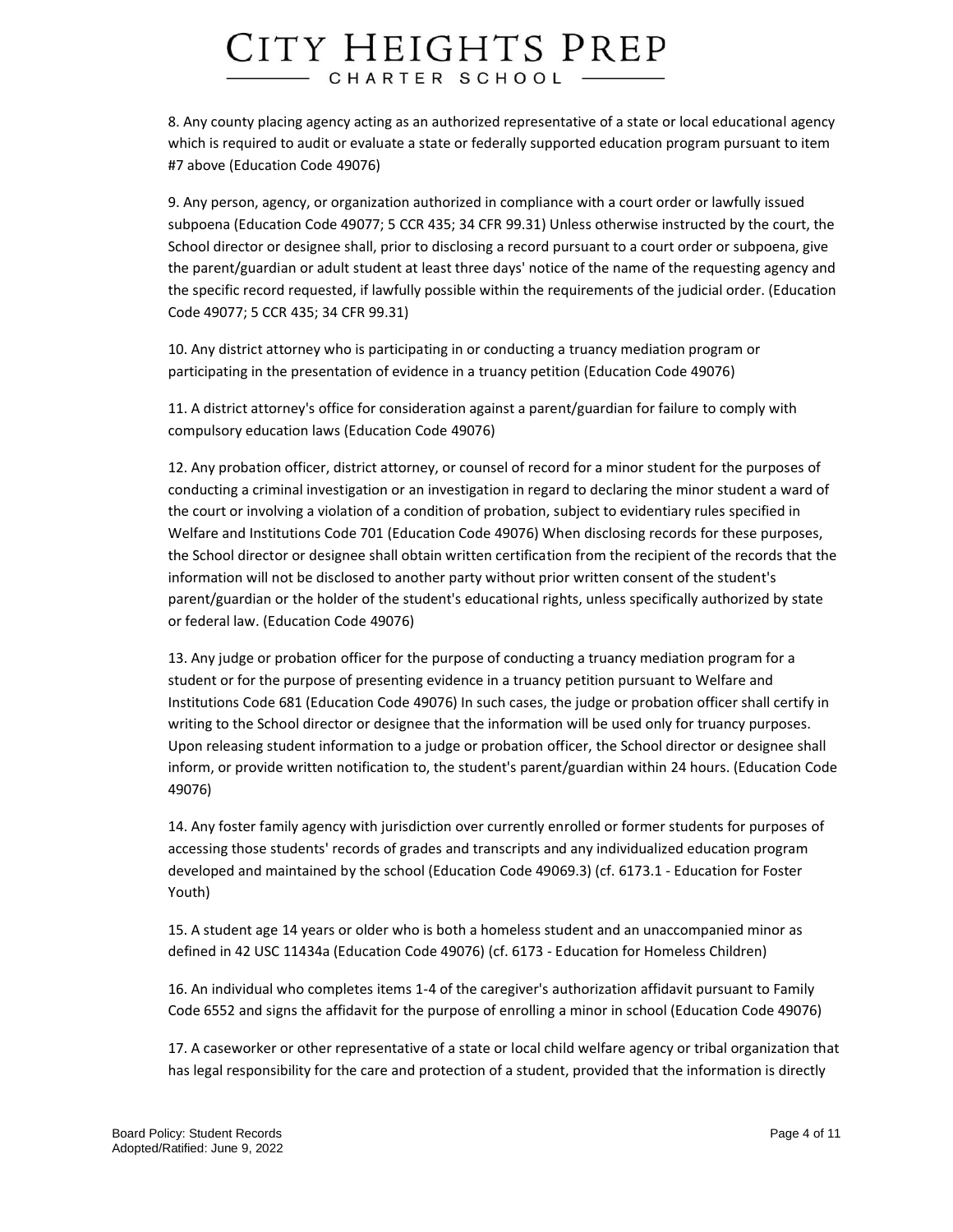8. Any county placing agency acting as an authorized representative of a state or local educational agency which is required to audit or evaluate a state or federally supported education program pursuant to item #7 above (Education Code 49076)

9. Any person, agency, or organization authorized in compliance with a court order or lawfully issued subpoena (Education Code 49077; 5 CCR 435; 34 CFR 99.31) Unless otherwise instructed by the court, the School director or designee shall, prior to disclosing a record pursuant to a court order or subpoena, give the parent/guardian or adult student at least three days' notice of the name of the requesting agency and the specific record requested, if lawfully possible within the requirements of the judicial order. (Education Code 49077; 5 CCR 435; 34 CFR 99.31)

10. Any district attorney who is participating in or conducting a truancy mediation program or participating in the presentation of evidence in a truancy petition (Education Code 49076)

11. A district attorney's office for consideration against a parent/guardian for failure to comply with compulsory education laws (Education Code 49076)

12. Any probation officer, district attorney, or counsel of record for a minor student for the purposes of conducting a criminal investigation or an investigation in regard to declaring the minor student a ward of the court or involving a violation of a condition of probation, subject to evidentiary rules specified in Welfare and Institutions Code 701 (Education Code 49076) When disclosing records for these purposes, the School director or designee shall obtain written certification from the recipient of the records that the information will not be disclosed to another party without prior written consent of the student's parent/guardian or the holder of the student's educational rights, unless specifically authorized by state or federal law. (Education Code 49076)

13. Any judge or probation officer for the purpose of conducting a truancy mediation program for a student or for the purpose of presenting evidence in a truancy petition pursuant to Welfare and Institutions Code 681 (Education Code 49076) In such cases, the judge or probation officer shall certify in writing to the School director or designee that the information will be used only for truancy purposes. Upon releasing student information to a judge or probation officer, the School director or designee shall inform, or provide written notification to, the student's parent/guardian within 24 hours. (Education Code 49076)

14. Any foster family agency with jurisdiction over currently enrolled or former students for purposes of accessing those students' records of grades and transcripts and any individualized education program developed and maintained by the school (Education Code 49069.3) (cf. 6173.1 - Education for Foster Youth)

15. A student age 14 years or older who is both a homeless student and an unaccompanied minor as defined in 42 USC 11434a (Education Code 49076) (cf. 6173 - Education for Homeless Children)

16. An individual who completes items 1-4 of the caregiver's authorization affidavit pursuant to Family Code 6552 and signs the affidavit for the purpose of enrolling a minor in school (Education Code 49076)

17. A caseworker or other representative of a state or local child welfare agency or tribal organization that has legal responsibility for the care and protection of a student, provided that the information is directly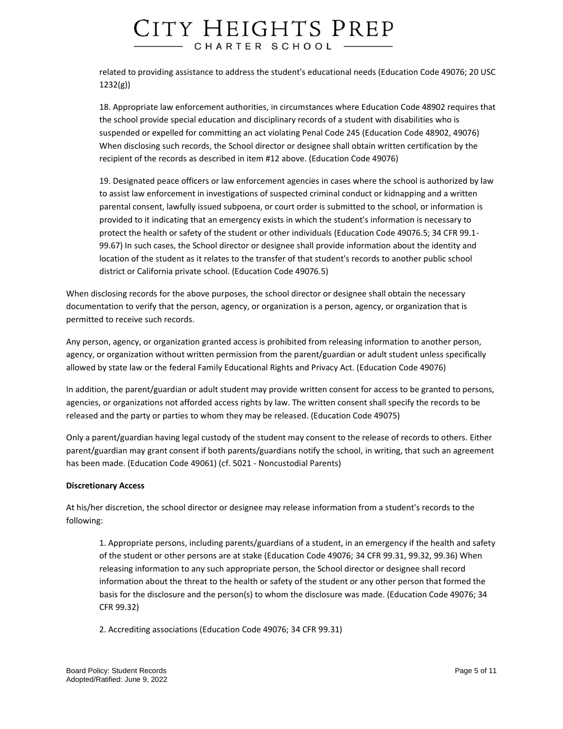related to providing assistance to address the student's educational needs (Education Code 49076; 20 USC 1232(g))

18. Appropriate law enforcement authorities, in circumstances where Education Code 48902 requires that the school provide special education and disciplinary records of a student with disabilities who is suspended or expelled for committing an act violating Penal Code 245 (Education Code 48902, 49076) When disclosing such records, the School director or designee shall obtain written certification by the recipient of the records as described in item #12 above. (Education Code 49076)

19. Designated peace officers or law enforcement agencies in cases where the school is authorized by law to assist law enforcement in investigations of suspected criminal conduct or kidnapping and a written parental consent, lawfully issued subpoena, or court order is submitted to the school, or information is provided to it indicating that an emergency exists in which the student's information is necessary to protect the health or safety of the student or other individuals (Education Code 49076.5; 34 CFR 99.1-99.67) In such cases, the School director or designee shall provide information about the identity and location of the student as it relates to the transfer of that student's records to another public school district or California private school. (Education Code 49076.5)

When disclosing records for the above purposes, the school director or designee shall obtain the necessary documentation to verify that the person, agency, or organization is a person, agency, or organization that is permitted to receive such records.

Any person, agency, or organization granted access is prohibited from releasing information to another person, agency, or organization without written permission from the parent/guardian or adult student unless specifically allowed by state law or the federal Family Educational Rights and Privacy Act. (Education Code 49076)

In addition, the parent/guardian or adult student may provide written consent for access to be granted to persons, agencies, or organizations not afforded access rights by law. The written consent shall specify the records to be released and the party or parties to whom they may be released. (Education Code 49075)

Only a parent/guardian having legal custody of the student may consent to the release of records to others. Either parent/guardian may grant consent if both parents/guardians notify the school, in writing, that such an agreement has been made. (Education Code 49061) (cf. 5021 - Noncustodial Parents)

**Discretionary Access**

At his/her discretion, the school director or designee may release information from a student's records to the following:

1. Appropriate persons, including parents/guardians of a student, in an emergency if the health and safety of the student or other persons are at stake (Education Code 49076; 34 CFR 99.31, 99.32, 99.36) When releasing information to any such appropriate person, the School director or designee shall record information about the threat to the health or safety of the student or any other person that formed the basis for the disclosure and the person(s) to whom the disclosure was made. (Education Code 49076; 34 CFR 99.32)

2. Accrediting associations (Education Code 49076; 34 CFR 99.31)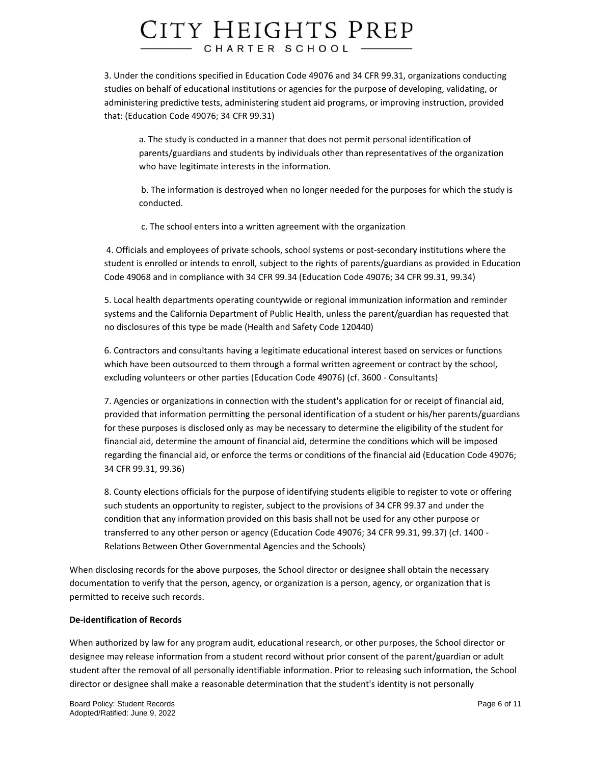3. Under the conditions specified in Education Code 49076 and 34 CFR 99.31, organizations conducting studies on behalf of educational institutions or agencies for the purpose of developing, validating, or administering predictive tests, administering student aid programs, or improving instruction, provided that: (Education Code 49076; 34 CFR 99.31)

   a. The study is conducted in a manner that does not permit personal identification of parents/guardians and students by individuals other than representatives of the organization who have legitimate interests in the information.

   b. The information is destroyed when no longer needed for the purposes for which the study is conducted.

   c. The school enters into a written agreement with the organization

4. Officials and employees of private schools, school systems or post-secondary institutions where the student is enrolled or intends to enroll, subject to the rights of parents/guardians as provided in Education Code 49068 and in compliance with 34 CFR 99.34 (Education Code 49076; 34 CFR 99.31, 99.34)

5. Local health departments operating countywide or regional immunization information and reminder systems and the California Department of Public Health, unless the parent/guardian has requested that no disclosures of this type be made (Health and Safety Code 120440)

6. Contractors and consultants having a legitimate educational interest based on services or functions which have been outsourced to them through a formal written agreement or contract by the school, excluding volunteers or other parties (Education Code 49076) (cf. 3600 - Consultants)

7. Agencies or organizations in connection with the student's application for or receipt of financial aid, provided that information permitting the personal identification of a student or his/her parents/guardians for these purposes is disclosed only as may be necessary to determine the eligibility of the student for financial aid, determine the amount of financial aid, determine the conditions which will be imposed regarding the financial aid, or enforce the terms or conditions of the financial aid (Education Code 49076; 34 CFR 99.31, 99.36)

8. County elections officials for the purpose of identifying students eligible to register to vote or offering such students an opportunity to register, subject to the provisions of 34 CFR 99.37 and under the condition that any information provided on this basis shall not be used for any other purpose or transferred to any other person or agency (Education Code 49076; 34 CFR 99.31, 99.37) (cf. 1400 - Relations Between Other Governmental Agencies and the Schools)

When disclosing records for the above purposes, the School director or designee shall obtain the necessary documentation to verify that the person, agency, or organization is a person, agency, or organization that is permitted to receive such records.

**De-identification of Records**

When authorized by law for any program audit, educational research, or other purposes, the School director or designee may release information from a student record without prior consent of the parent/guardian or adult student after the removal of all personally identifiable information. Prior to releasing such information, the School director or designee shall make a reasonable determination that the student's identity is not personally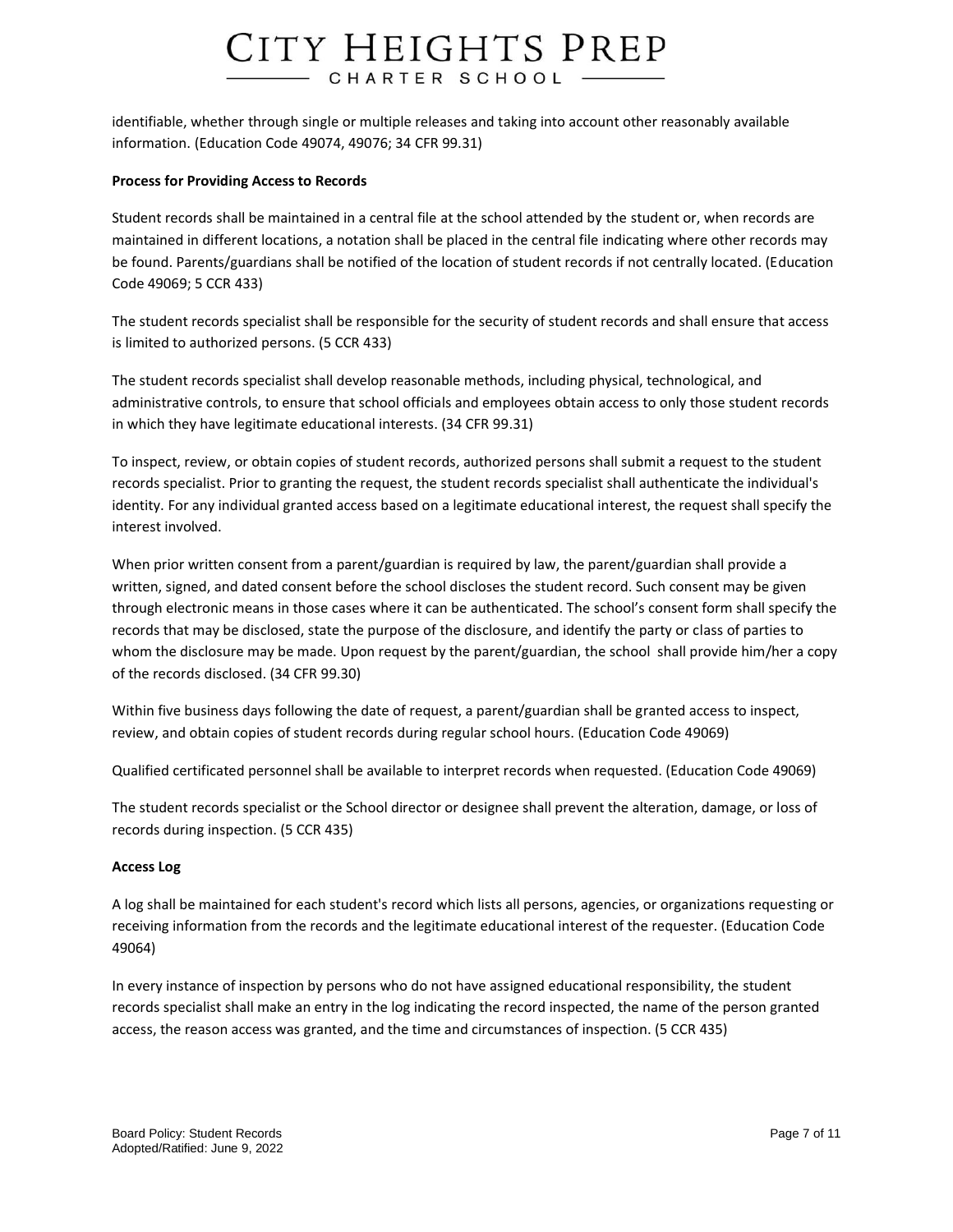identifiable, whether through single or multiple releases and taking into account other reasonably available information. (Education Code 49074, 49076; 34 CFR 99.31)

**Process for Providing Access to Records**

Student records shall be maintained in a central file at the school attended by the student or, when records are maintained in different locations, a notation shall be placed in the central file indicating where other records may be found. Parents/guardians shall be notified of the location of student records if not centrally located. (Education Code 49069; 5 CCR 433)

The student records specialist shall be responsible for the security of student records and shall ensure that access is limited to authorized persons. (5 CCR 433)

The student records specialist shall develop reasonable methods, including physical, technological, and administrative controls, to ensure that school officials and employees obtain access to only those student records in which they have legitimate educational interests. (34 CFR 99.31)

To inspect, review, or obtain copies of student records, authorized persons shall submit a request to the student records specialist. Prior to granting the request, the student records specialist shall authenticate the individual's identity. For any individual granted access based on a legitimate educational interest, the request shall specify the interest involved.

When prior written consent from a parent/guardian is required by law, the parent/guardian shall provide a written, signed, and dated consent before the school discloses the student record. Such consent may be given through electronic means in those cases where it can be authenticated. The school's consent form shall specify the records that may be disclosed, state the purpose of the disclosure, and identify the party or class of parties to whom the disclosure may be made. Upon request by the parent/guardian, the school shall provide him/her a copy of the records disclosed. (34 CFR 99.30)

Within five business days following the date of request, a parent/guardian shall be granted access to inspect, review, and obtain copies of student records during regular school hours. (Education Code 49069)

Qualified certificated personnel shall be available to interpret records when requested. (Education Code 49069)

The student records specialist or the School director or designee shall prevent the alteration, damage, or loss of records during inspection. (5 CCR 435)

**Access Log**

A log shall be maintained for each student's record which lists all persons, agencies, or organizations requesting or receiving information from the records and the legitimate educational interest of the requester. (Education Code 49064)

In every instance of inspection by persons who do not have assigned educational responsibility, the student records specialist shall make an entry in the log indicating the record inspected, the name of the person granted access, the reason access was granted, and the time and circumstances of inspection. (5 CCR 435)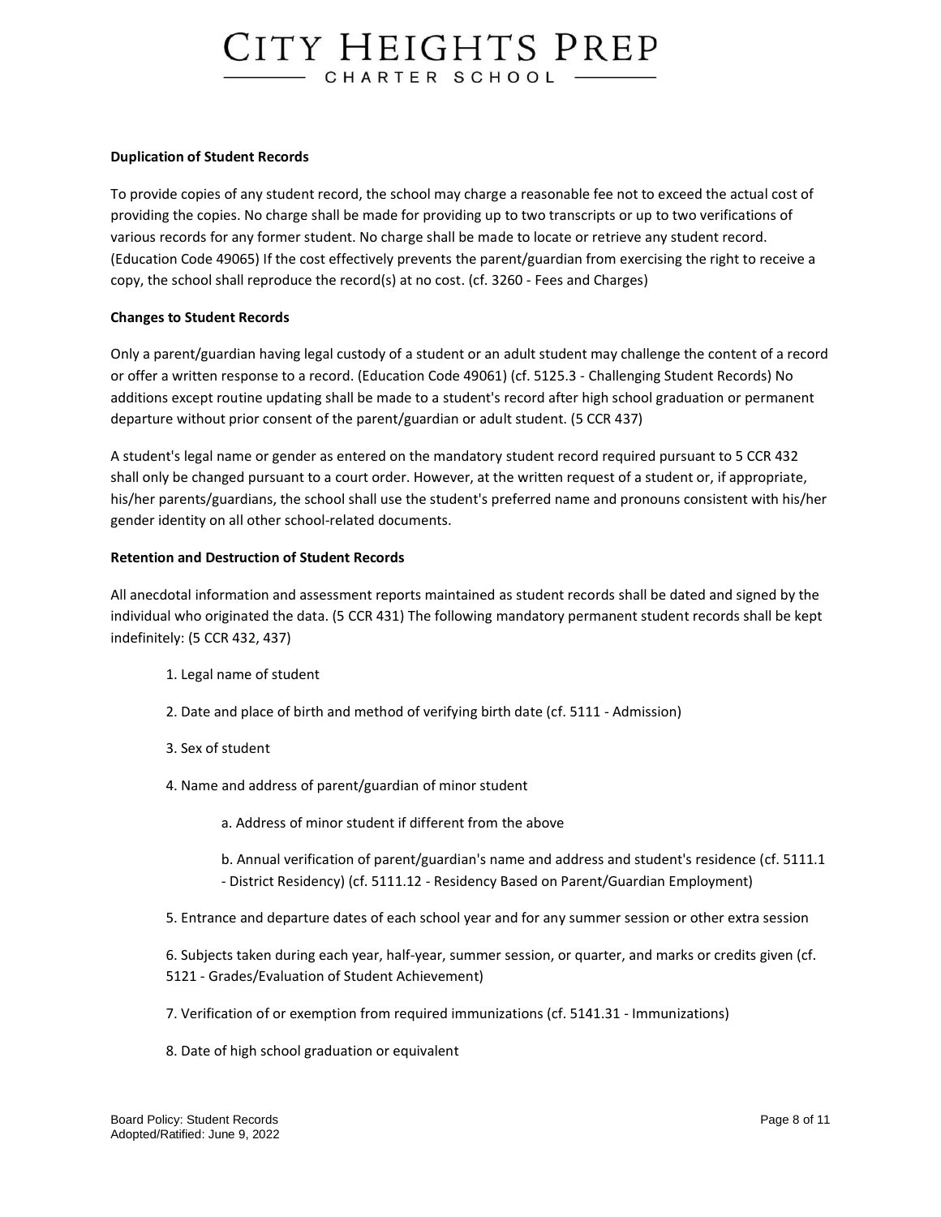**Duplication of Student Records**

To provide copies of any student record, the school may charge a reasonable fee not to exceed the actual cost of providing the copies. No charge shall be made for providing up to two transcripts or up to two verifications of various records for any former student. No charge shall be made to locate or retrieve any student record. (Education Code 49065) If the cost effectively prevents the parent/guardian from exercising the right to receive a copy, the school shall reproduce the record(s) at no cost. (cf. 3260 - Fees and Charges)

**Changes to Student Records**

Only a parent/guardian having legal custody of a student or an adult student may challenge the content of a record or offer a written response to a record. (Education Code 49061) (cf. 5125.3 - Challenging Student Records) No additions except routine updating shall be made to a student's record after high school graduation or permanent departure without prior consent of the parent/guardian or adult student. (5 CCR 437)

A student's legal name or gender as entered on the mandatory student record required pursuant to 5 CCR 432 shall only be changed pursuant to a court order. However, at the written request of a student or, if appropriate, his/her parents/guardians, the school shall use the student's preferred name and pronouns consistent with his/her gender identity on all other school-related documents.

**Retention and Destruction of Student Records**

All anecdotal information and assessment reports maintained as student records shall be dated and signed by the individual who originated the data. (5 CCR 431) The following mandatory permanent student records shall be kept indefinitely: (5 CCR 432, 437)

1. Legal name of student
2. Date and place of birth and method of verifying birth date (cf. 5111 - Admission)
3. Sex of student
4. Name and address of parent/guardian of minor student
    a. Address of minor student if different from the above
    b. Annual verification of parent/guardian's name and address and student's residence (cf. 5111.1 - District Residency) (cf. 5111.12 - Residency Based on Parent/Guardian Employment)
5. Entrance and departure dates of each school year and for any summer session or other extra session
6. Subjects taken during each year, half-year, summer session, or quarter, and marks or credits given (cf. 5121 - Grades/Evaluation of Student Achievement)
7. Verification of or exemption from required immunizations (cf. 5141.31 - Immunizations)
8. Date of high school graduation or equivalent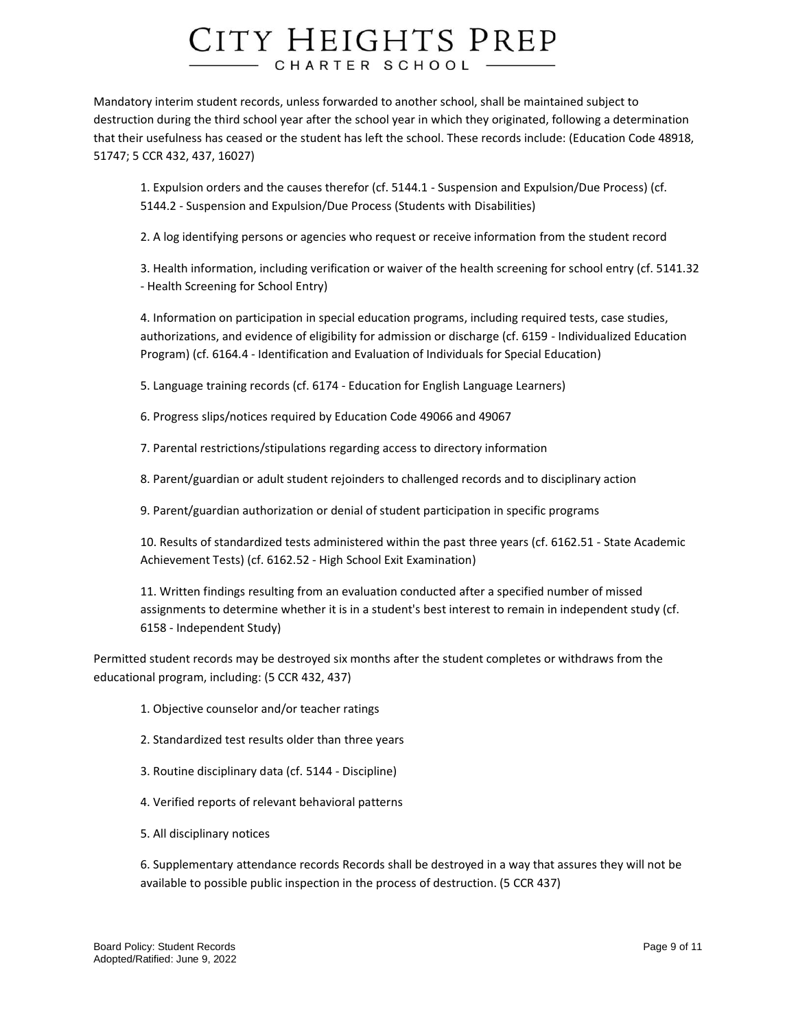Mandatory interim student records, unless forwarded to another school, shall be maintained subject to destruction during the third school year after the school year in which they originated, following a determination that their usefulness has ceased or the student has left the school. These records include: (Education Code 48918, 51747; 5 CCR 432, 437, 16027)

1. Expulsion orders and the causes therefor (cf. 5144.1 - Suspension and Expulsion/Due Process) (cf. 5144.2 - Suspension and Expulsion/Due Process (Students with Disabilities)
2. A log identifying persons or agencies who request or receive information from the student record
3. Health information, including verification or waiver of the health screening for school entry (cf. 5141.32 - Health Screening for School Entry)
4. Information on participation in special education programs, including required tests, case studies, authorizations, and evidence of eligibility for admission or discharge (cf. 6159 - Individualized Education Program) (cf. 6164.4 - Identification and Evaluation of Individuals for Special Education)
5. Language training records (cf. 6174 - Education for English Language Learners)
6. Progress slips/notices required by Education Code 49066 and 49067
7. Parental restrictions/stipulations regarding access to directory information
8. Parent/guardian or adult student rejoinders to challenged records and to disciplinary action
9. Parent/guardian authorization or denial of student participation in specific programs
10. Results of standardized tests administered within the past three years (cf. 6162.51 - State Academic Achievement Tests) (cf. 6162.52 - High School Exit Examination)
11. Written findings resulting from an evaluation conducted after a specified number of missed assignments to determine whether it is in a student's best interest to remain in independent study (cf. 6158 - Independent Study)

Permitted student records may be destroyed six months after the student completes or withdraws from the educational program, including: (5 CCR 432, 437)

1. Objective counselor and/or teacher ratings
2. Standardized test results older than three years
3. Routine disciplinary data (cf. 5144 - Discipline)
4. Verified reports of relevant behavioral patterns
5. All disciplinary notices
6. Supplementary attendance records Records shall be destroyed in a way that assures they will not be available to possible public inspection in the process of destruction. (5 CCR 437)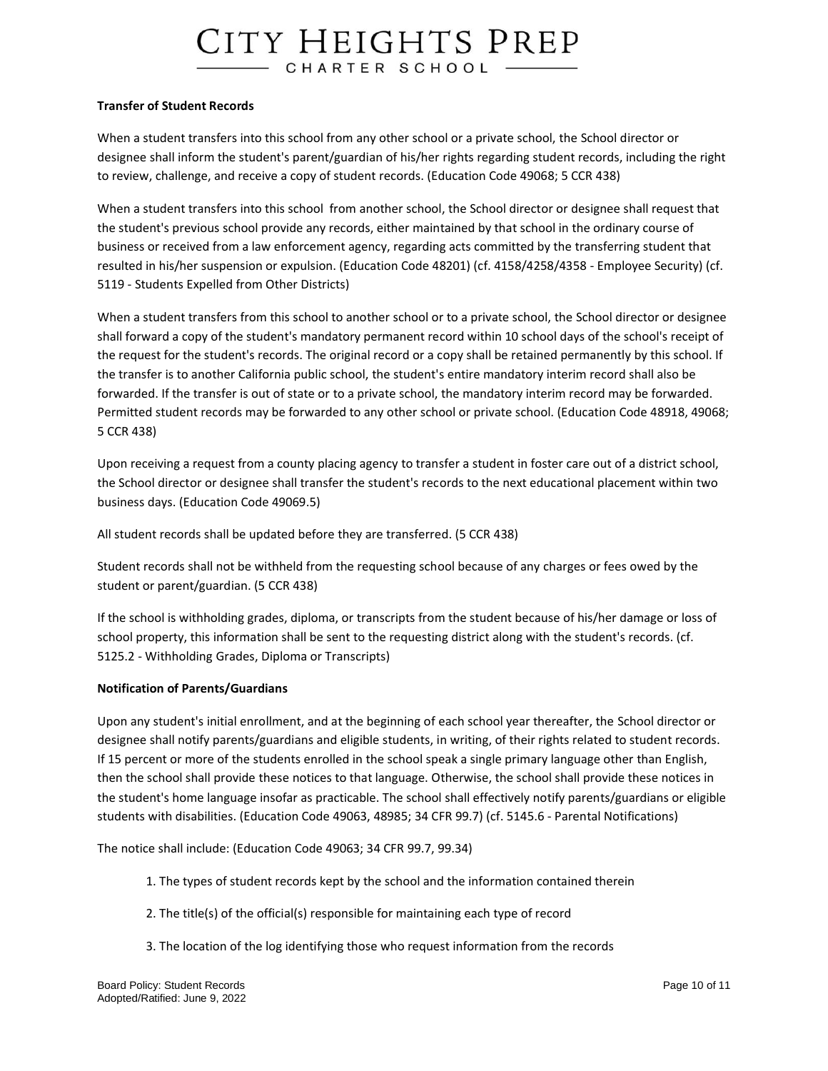### Transfer of Student Records

When a student transfers into this school from any other school or a private school, the School director or designee shall inform the student's parent/guardian of his/her rights regarding student records, including the right to review, challenge, and receive a copy of student records. (Education Code 49068; 5 CCR 438)

When a student transfers into this school from another school, the School director or designee shall request that the student's previous school provide any records, either maintained by that school in the ordinary course of business or received from a law enforcement agency, regarding acts committed by the transferring student that resulted in his/her suspension or expulsion. (Education Code 48201) (cf. 4158/4258/4358 - Employee Security) (cf. 5119 - Students Expelled from Other Districts)

When a student transfers from this school to another school or to a private school, the School director or designee shall forward a copy of the student's mandatory permanent record within 10 school days of the school's receipt of the request for the student's records. The original record or a copy shall be retained permanently by this school. If the transfer is to another California public school, the student's entire mandatory interim record shall also be forwarded. If the transfer is out of state or to a private school, the mandatory interim record may be forwarded. Permitted student records may be forwarded to any other school or private school. (Education Code 48918, 49068; 5 CCR 438)

Upon receiving a request from a county placing agency to transfer a student in foster care out of a district school, the School director or designee shall transfer the student's records to the next educational placement within two business days. (Education Code 49069.5)

All student records shall be updated before they are transferred. (5 CCR 438)

Student records shall not be withheld from the requesting school because of any charges or fees owed by the student or parent/guardian. (5 CCR 438)

If the school is withholding grades, diploma, or transcripts from the student because of his/her damage or loss of school property, this information shall be sent to the requesting district along with the student's records. (cf. 5125.2 - Withholding Grades, Diploma or Transcripts)

### Notification of Parents/Guardians

Upon any student's initial enrollment, and at the beginning of each school year thereafter, the School director or designee shall notify parents/guardians and eligible students, in writing, of their rights related to student records. If 15 percent or more of the students enrolled in the school speak a single primary language other than English, then the school shall provide these notices to that language. Otherwise, the school shall provide these notices in the student's home language insofar as practicable. The school shall effectively notify parents/guardians or eligible students with disabilities. (Education Code 49063, 48985; 34 CFR 99.7) (cf. 5145.6 - Parental Notifications)

The notice shall include: (Education Code 49063; 34 CFR 99.7, 99.34)

1. The types of student records kept by the school and the information contained therein
2. The title(s) of the official(s) responsible for maintaining each type of record
3. The location of the log identifying those who request information from the records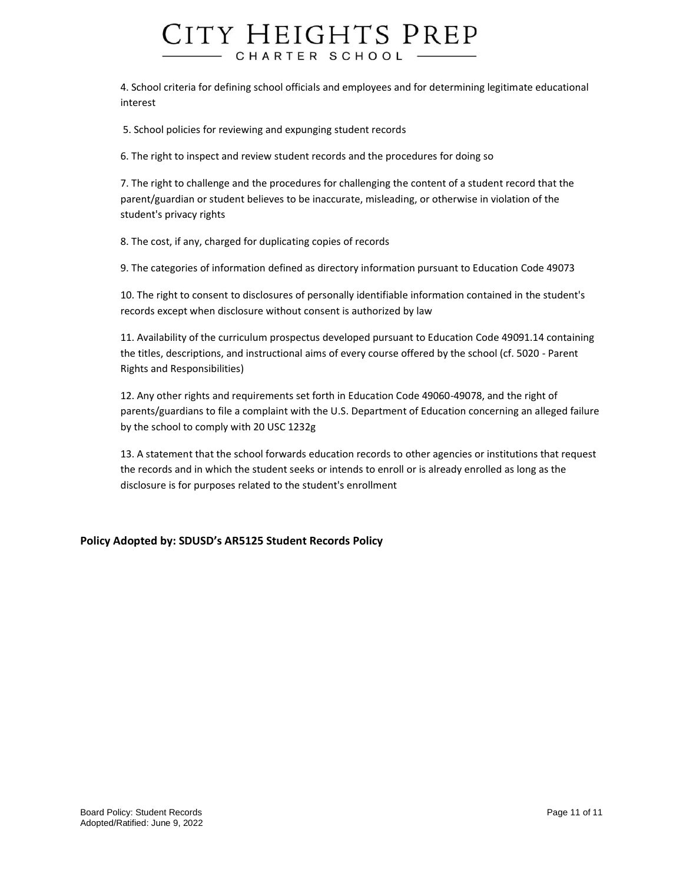4. School criteria for defining school officials and employees and for determining legitimate educational interest

5. School policies for reviewing and expunging student records

6. The right to inspect and review student records and the procedures for doing so

7. The right to challenge and the procedures for challenging the content of a student record that the parent/guardian or student believes to be inaccurate, misleading, or otherwise in violation of the student's privacy rights

8. The cost, if any, charged for duplicating copies of records

9. The categories of information defined as directory information pursuant to Education Code 49073

10. The right to consent to disclosures of personally identifiable information contained in the student's records except when disclosure without consent is authorized by law

11. Availability of the curriculum prospectus developed pursuant to Education Code 49091.14 containing the titles, descriptions, and instructional aims of every course offered by the school (cf. 5020 - Parent Rights and Responsibilities)

12. Any other rights and requirements set forth in Education Code 49060-49078, and the right of parents/guardians to file a complaint with the U.S. Department of Education concerning an alleged failure by the school to comply with 20 USC 1232g

13. A statement that the school forwards education records to other agencies or institutions that request the records and in which the student seeks or intends to enroll or is already enrolled as long as the disclosure is for purposes related to the student's enrollment

**Policy Adopted by: SDUSD's AR5125 Student Records Policy**